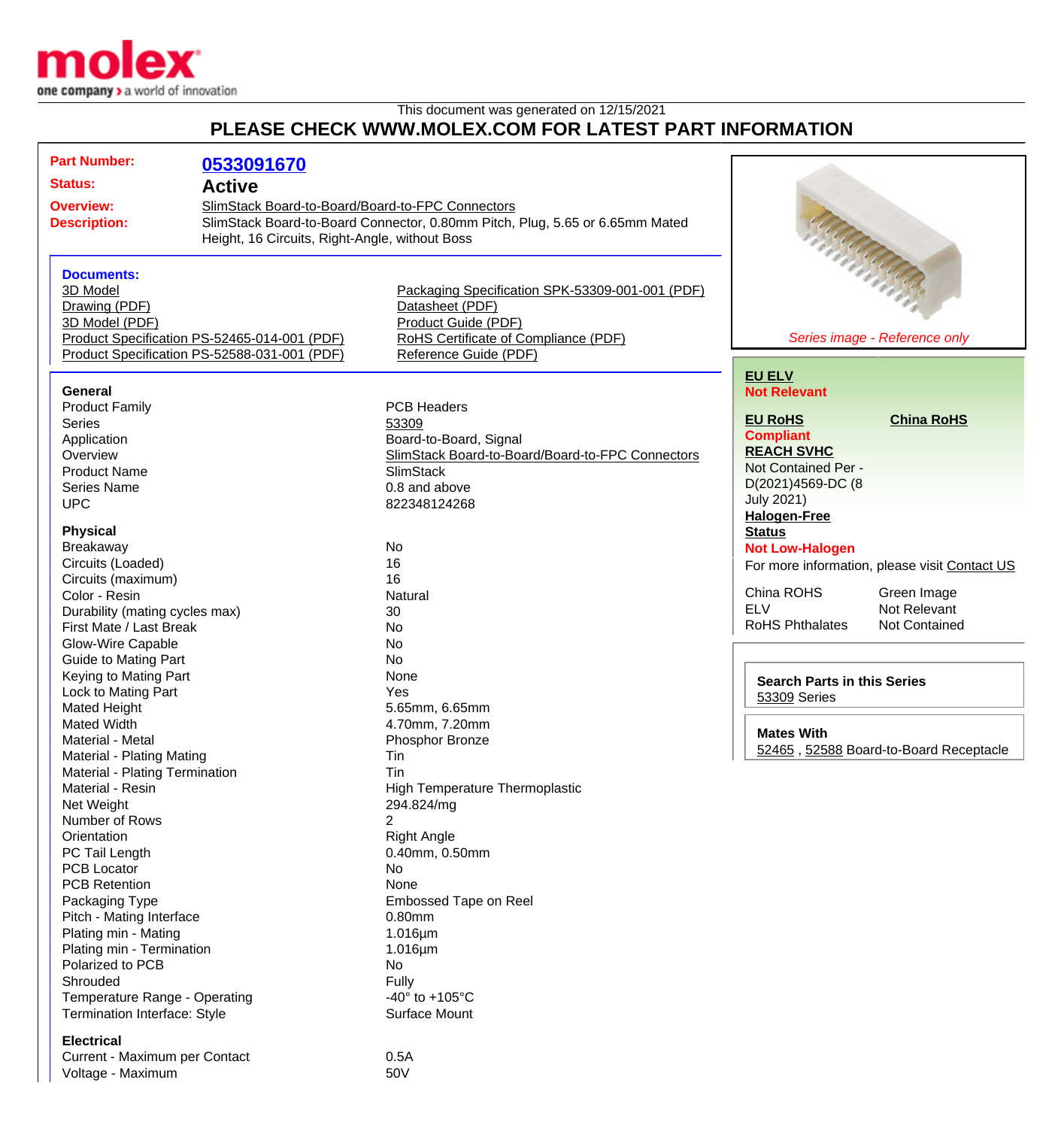This document was generated on 12/15/2021

# PLEASE CHECK WWW.MOLEX.COM FOR LATEST PART INFORMATION

**Part Number:** 0533091670

**Status:** Active

**Overview:** SlimStack Board-to-Board/Board-to-FPC Connectors

**Description:** SlimStack Board-to-Board Connector, 0.80mm Pitch, Plug, 5.65 or 6.65mm Mated Height, 16 Circuits, Right-Angle, without Boss

### Documents:

- 3D Model
- Drawing (PDF)
- 3D Model (PDF)
- Product Specification PS-52465-014-001 (PDF)
- Product Specification PS-52588-031-001 (PDF)
- Packaging Specification SPK-53309-001-001 (PDF)
- Datasheet (PDF)
- Product Guide (PDF)
- RoHS Certificate of Compliance (PDF)
- Reference Guide (PDF)

*Series image - Reference only*

**EU ELV**
**Not Relevant**

**EU RoHS**
**Compliant**

**China RoHS**

**REACH SVHC**
Not Contained Per - D(2021)4569-DC (8 July 2021)

**Halogen-Free Status**
**Not Low-Halogen**

For more information, please visit Contact US

| | |
|---|---|
| China ROHS | Green Image |
| ELV | Not Relevant |
| RoHS Phthalates | Not Contained |

**Search Parts in this Series**
53309 Series

**Mates With**
52465 , 52588 Board-to-Board Receptacle

### General

| | |
|---|---|
| Product Family | PCB Headers |
| Series | 53309 |
| Application | Board-to-Board, Signal |
| Overview | SlimStack Board-to-Board/Board-to-FPC Connectors |
| Product Name | SlimStack |
| Series Name | 0.8 and above |
| UPC | 822348124268 |

### Physical

| | |
|---|---|
| Breakaway | No |
| Circuits (Loaded) | 16 |
| Circuits (maximum) | 16 |
| Color - Resin | Natural |
| Durability (mating cycles max) | 30 |
| First Mate / Last Break | No |
| Glow-Wire Capable | No |
| Guide to Mating Part | No |
| Keying to Mating Part | None |
| Lock to Mating Part | Yes |
| Mated Height | 5.65mm, 6.65mm |
| Mated Width | 4.70mm, 7.20mm |
| Material - Metal | Phosphor Bronze |
| Material - Plating Mating | Tin |
| Material - Plating Termination | Tin |
| Material - Resin | High Temperature Thermoplastic |
| Net Weight | 294.824/mg |
| Number of Rows | 2 |
| Orientation | Right Angle |
| PC Tail Length | 0.40mm, 0.50mm |
| PCB Locator | No |
| PCB Retention | None |
| Packaging Type | Embossed Tape on Reel |
| Pitch - Mating Interface | 0.80mm |
| Plating min - Mating | 1.016µm |
| Plating min - Termination | 1.016µm |
| Polarized to PCB | No |
| Shrouded | Fully |
| Temperature Range - Operating | -40° to +105°C |
| Termination Interface: Style | Surface Mount |

### Electrical

| | |
|---|---|
| Current - Maximum per Contact | 0.5A |
| Voltage - Maximum | 50V |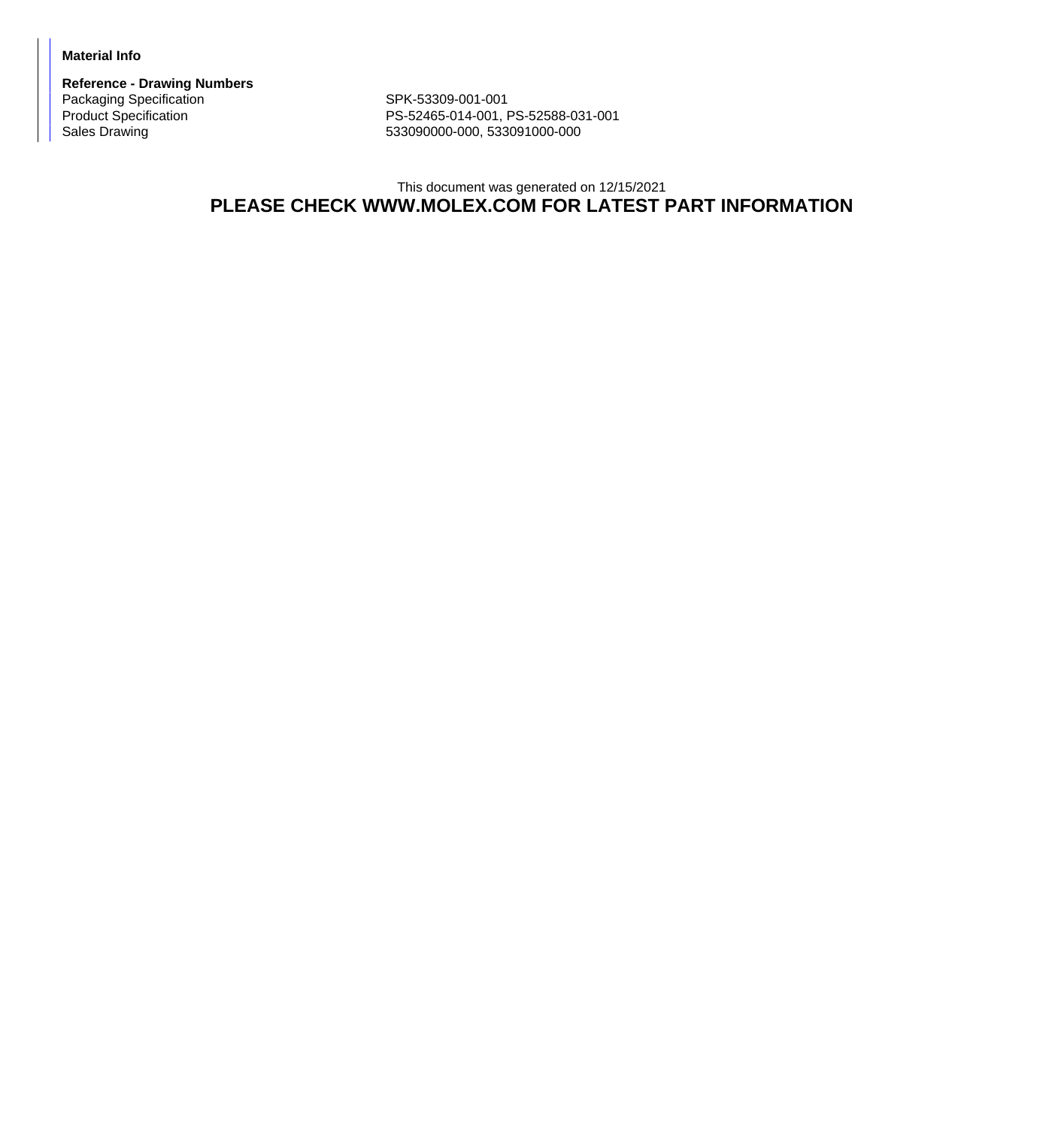**Material Info**

**Reference - Drawing Numbers**

| | |
|---|---|
| Packaging Specification | SPK-53309-001-001 |
| Product Specification | PS-52465-014-001, PS-52588-031-001 |
| Sales Drawing | 533090000-000, 533091000-000 |

This document was generated on 12/15/2021

**PLEASE CHECK WWW.MOLEX.COM FOR LATEST PART INFORMATION**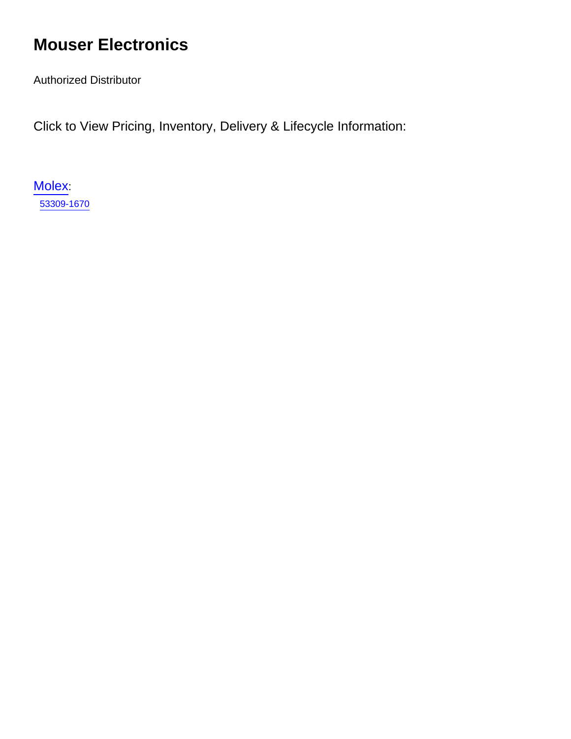# Mouser Electronics

Authorized Distributor

Click to View Pricing, Inventory, Delivery & Lifecycle Information:

Molex:

53309-1670